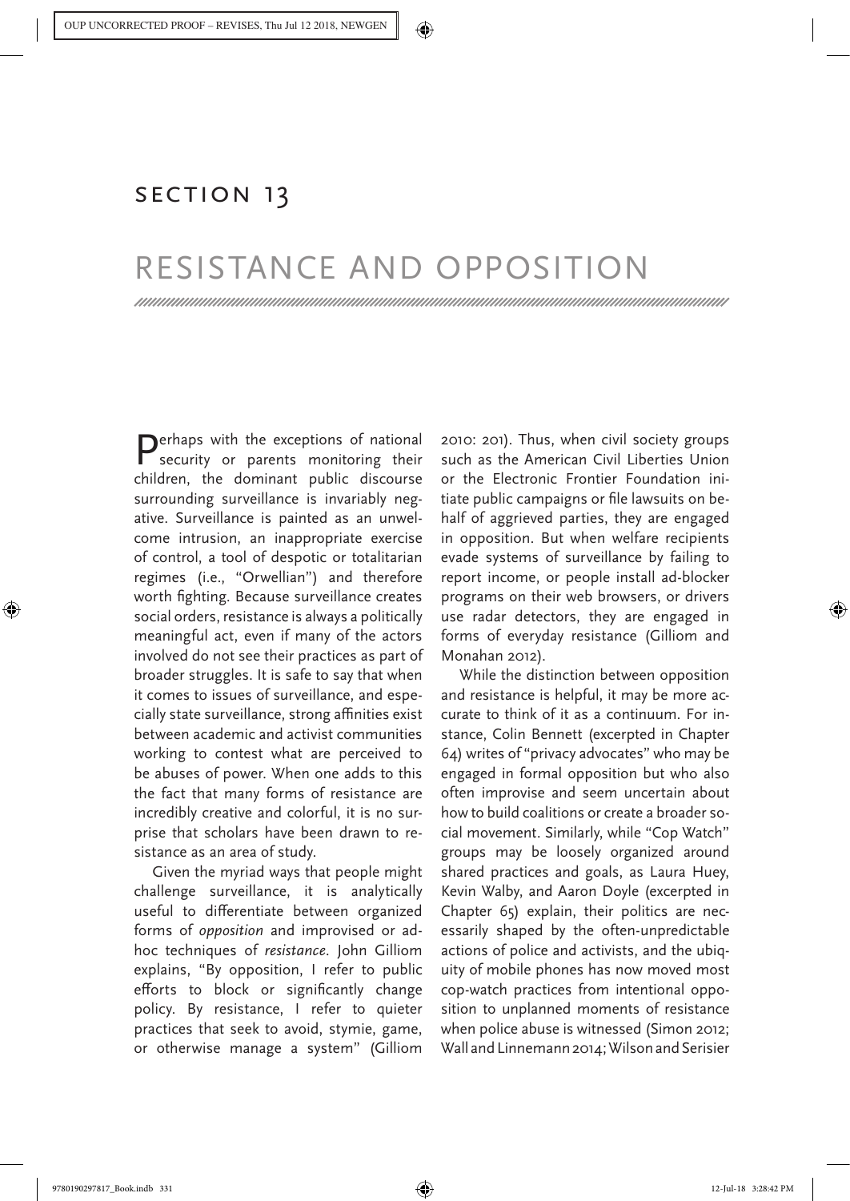# SECTION 13

# RESISTANCE AND OPPOSITION

Perhaps with the exceptions of national security or parents monitoring their children, the dominant public discourse surrounding surveillance is invariably negative. Surveillance is painted as an unwelcome intrusion, an inappropriate exercise of control, a tool of despotic or totalitarian regimes (i.e., "Orwellian") and therefore worth fighting. Because surveillance creates social orders, resistance is always a politically meaningful act, even if many of the actors involved do not see their practices as part of broader struggles. It is safe to say that when it comes to issues of surveillance, and especially state surveillance, strong affinities exist between academic and activist communities working to contest what are perceived to be abuses of power. When one adds to this the fact that many forms of resistance are incredibly creative and colorful, it is no surprise that scholars have been drawn to resistance as an area of study.

Given the myriad ways that people might challenge surveillance, it is analytically useful to differentiate between organized forms of *opposition* and improvised or ad-hoc techniques of *resistance*. John Gilliom explains, "By opposition, I refer to public efforts to block or significantly change policy. By resistance, I refer to quieter practices that seek to avoid, stymie, game, or otherwise manage a system" (Gilliom 2010: 201). Thus, when civil society groups such as the American Civil Liberties Union or the Electronic Frontier Foundation initiate public campaigns or file lawsuits on behalf of aggrieved parties, they are engaged in opposition. But when welfare recipients evade systems of surveillance by failing to report income, or people install ad-blocker programs on their web browsers, or drivers use radar detectors, they are engaged in forms of everyday resistance (Gilliom and Monahan 2012).

While the distinction between opposition and resistance is helpful, it may be more accurate to think of it as a continuum. For instance, Colin Bennett (excerpted in Chapter 64) writes of "privacy advocates" who may be engaged in formal opposition but who also often improvise and seem uncertain about how to build coalitions or create a broader social movement. Similarly, while "Cop Watch" groups may be loosely organized around shared practices and goals, as Laura Huey, Kevin Walby, and Aaron Doyle (excerpted in Chapter 65) explain, their politics are necessarily shaped by the often-unpredictable actions of police and activists, and the ubiquity of mobile phones has now moved most cop-watch practices from intentional opposition to unplanned moments of resistance when police abuse is witnessed (Simon 2012; Wall and Linnemann 2014; Wilson and Serisier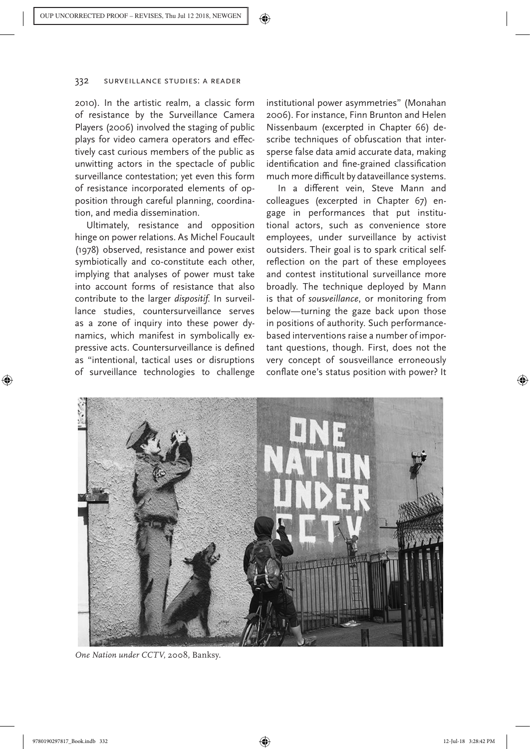2010). In the artistic realm, a classic form of resistance by the Surveillance Camera Players (2006) involved the staging of public plays for video camera operators and effectively cast curious members of the public as unwitting actors in the spectacle of public surveillance contestation; yet even this form of resistance incorporated elements of opposition through careful planning, coordination, and media dissemination.

Ultimately, resistance and opposition hinge on power relations. As Michel Foucault (1978) observed, resistance and power exist symbiotically and co-constitute each other, implying that analyses of power must take into account forms of resistance that also contribute to the larger *dispositif*. In surveillance studies, countersurveillance serves as a zone of inquiry into these power dynamics, which manifest in symbolically expressive acts. Countersurveillance is defined as "intentional, tactical uses or disruptions of surveillance technologies to challenge institutional power asymmetries" (Monahan 2006). For instance, Finn Brunton and Helen Nissenbaum (excerpted in Chapter 66) describe techniques of obfuscation that intersperse false data amid accurate data, making identification and fine-grained classification much more difficult by dataveillance systems.

In a different vein, Steve Mann and colleagues (excerpted in Chapter 67) engage in performances that put institutional actors, such as convenience store employees, under surveillance by activist outsiders. Their goal is to spark critical self-reflection on the part of these employees and contest institutional surveillance more broadly. The technique deployed by Mann is that of *sousveillance*, or monitoring from below—turning the gaze back upon those in positions of authority. Such performance-based interventions raise a number of important questions, though. First, does not the very concept of sousveillance erroneously conflate one's status position with power? It

*One Nation under CCTV*, 2008, Banksy.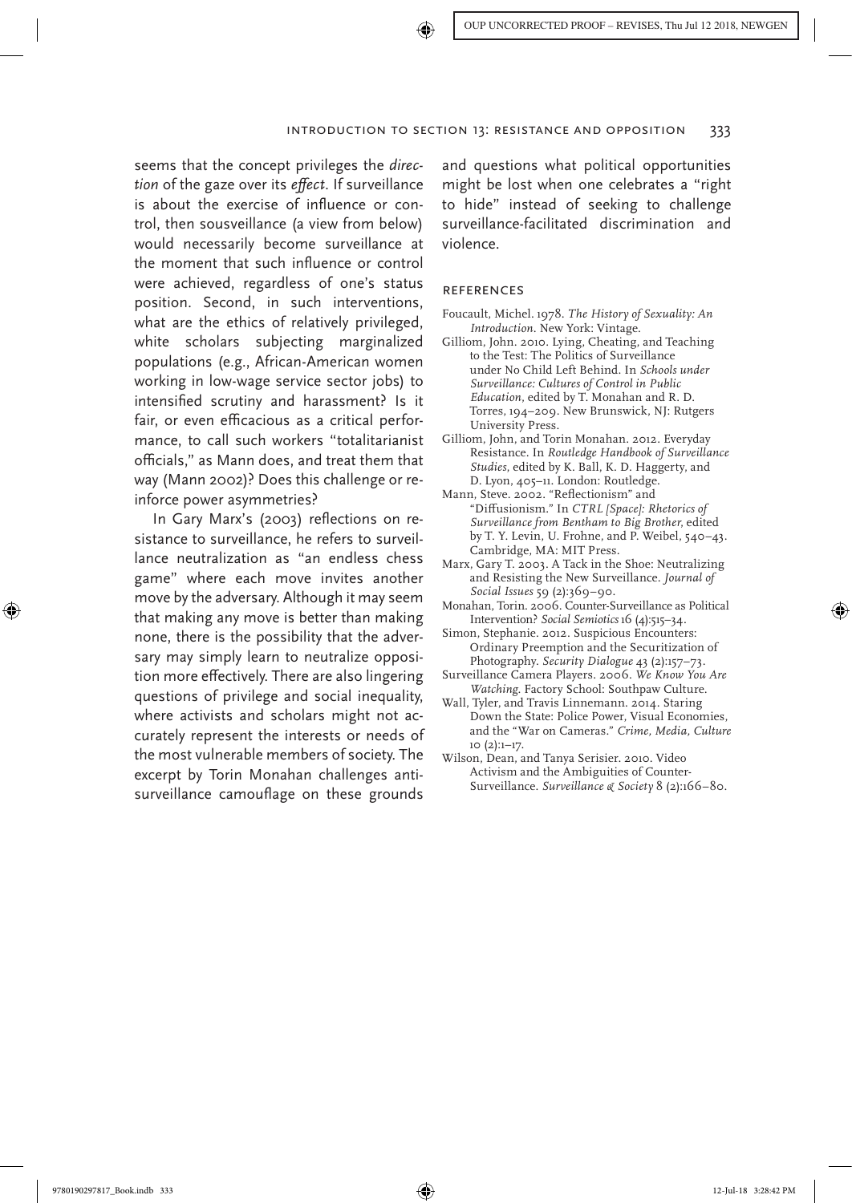seems that the concept privileges the *direction* of the gaze over its *effect*. If surveillance is about the exercise of influence or control, then sousveillance (a view from below) would necessarily become surveillance at the moment that such influence or control were achieved, regardless of one's status position. Second, in such interventions, what are the ethics of relatively privileged, white scholars subjecting marginalized populations (e.g., African-American women working in low-wage service sector jobs) to intensified scrutiny and harassment? Is it fair, or even efficacious as a critical performance, to call such workers "totalitarianist officials," as Mann does, and treat them that way (Mann 2002)? Does this challenge or reinforce power asymmetries?

In Gary Marx's (2003) reflections on resistance to surveillance, he refers to surveillance neutralization as "an endless chess game" where each move invites another move by the adversary. Although it may seem that making any move is better than making none, there is the possibility that the adversary may simply learn to neutralize opposition more effectively. There are also lingering questions of privilege and social inequality, where activists and scholars might not accurately represent the interests or needs of the most vulnerable members of society. The excerpt by Torin Monahan challenges anti-surveillance camouflage on these grounds and questions what political opportunities might be lost when one celebrates a "right to hide" instead of seeking to challenge surveillance-facilitated discrimination and violence.

## REFERENCES

Foucault, Michel. 1978. *The History of Sexuality: An Introduction*. New York: Vintage.

Gilliom, John. 2010. Lying, Cheating, and Teaching to the Test: The Politics of Surveillance under No Child Left Behind. In *Schools under Surveillance: Cultures of Control in Public Education*, edited by T. Monahan and R. D. Torres, 194–209. New Brunswick, NJ: Rutgers University Press.

Gilliom, John, and Torin Monahan. 2012. Everyday Resistance. In *Routledge Handbook of Surveillance Studies*, edited by K. Ball, K. D. Haggerty, and D. Lyon, 405–11. London: Routledge.

Mann, Steve. 2002. "Reflectionism" and "Diffusionism." In *CTRL [Space]: Rhetorics of Surveillance from Bentham to Big Brother*, edited by T. Y. Levin, U. Frohne, and P. Weibel, 540–43. Cambridge, MA: MIT Press.

Marx, Gary T. 2003. A Tack in the Shoe: Neutralizing and Resisting the New Surveillance. *Journal of Social Issues* 59 (2):369–90.

Monahan, Torin. 2006. Counter-Surveillance as Political Intervention? *Social Semiotics* 16 (4):515–34.

Simon, Stephanie. 2012. Suspicious Encounters: Ordinary Preemption and the Securitization of Photography. *Security Dialogue* 43 (2):157–73.

Surveillance Camera Players. 2006. *We Know You Are Watching*. Factory School: Southpaw Culture.

Wall, Tyler, and Travis Linnemann. 2014. Staring Down the State: Police Power, Visual Economies, and the "War on Cameras." *Crime, Media, Culture* 10 (2):1–17.

Wilson, Dean, and Tanya Serisier. 2010. Video Activism and the Ambiguities of Counter-Surveillance. *Surveillance & Society* 8 (2):166–80.